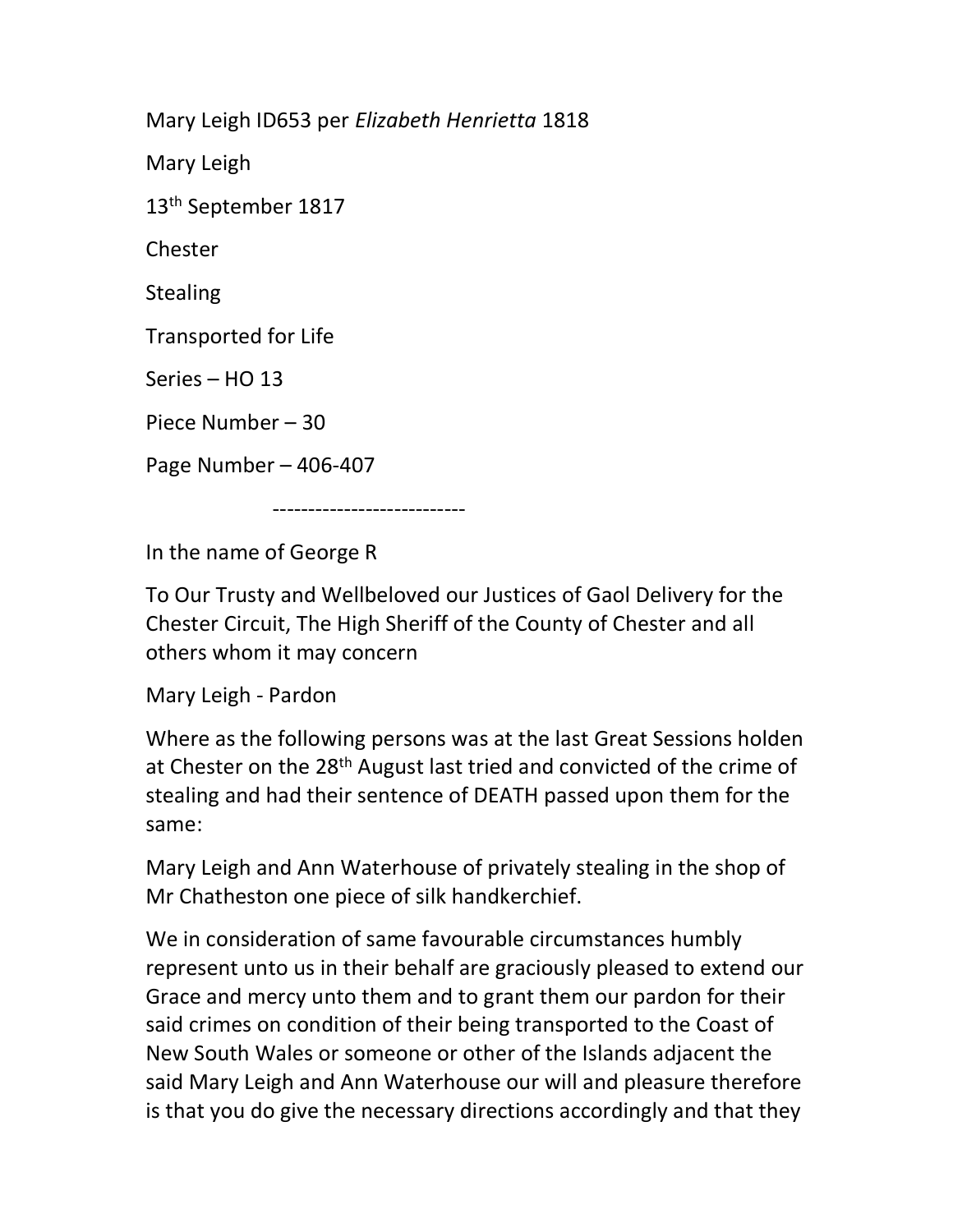Mary Leigh ID653 per *Elizabeth Henrietta* 1818

Mary Leigh

13th September 1817

Chester

Stealing

Transported for Life

Series – HO 13

Piece Number – 30

Page Number – 406-407

---------------------------

In the name of George R

To Our Trusty and Wellbeloved our Justices of Gaol Delivery for the Chester Circuit, The High Sheriff of the County of Chester and all others whom it may concern

Mary Leigh - Pardon

Where as the following persons was at the last Great Sessions holden at Chester on the 28th August last tried and convicted of the crime of stealing and had their sentence of DEATH passed upon them for the same:

Mary Leigh and Ann Waterhouse of privately stealing in the shop of Mr Chatheston one piece of silk handkerchief.

We in consideration of same favourable circumstances humbly represent unto us in their behalf are graciously pleased to extend our Grace and mercy unto them and to grant them our pardon for their said crimes on condition of their being transported to the Coast of New South Wales or someone or other of the Islands adjacent the said Mary Leigh and Ann Waterhouse our will and pleasure therefore is that you do give the necessary directions accordingly and that they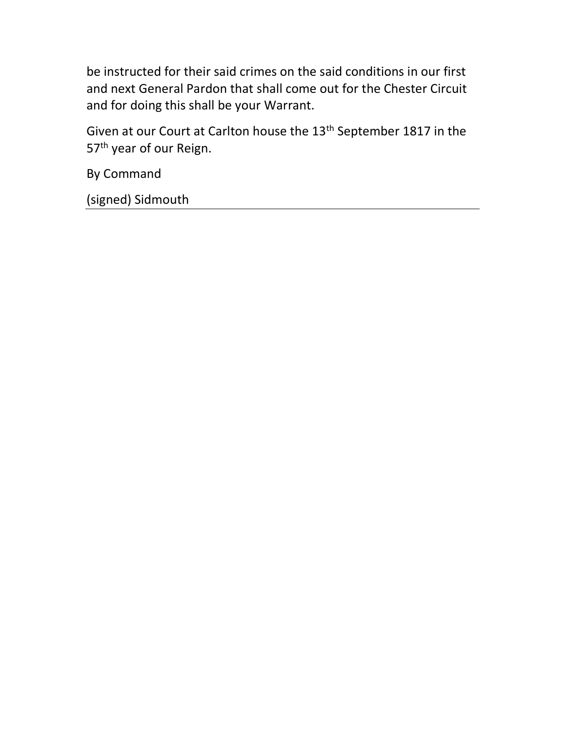be instructed for their said crimes on the said conditions in our first and next General Pardon that shall come out for the Chester Circuit and for doing this shall be your Warrant.

Given at our Court at Carlton house the 13th September 1817 in the 57th year of our Reign.

By Command

(signed) Sidmouth